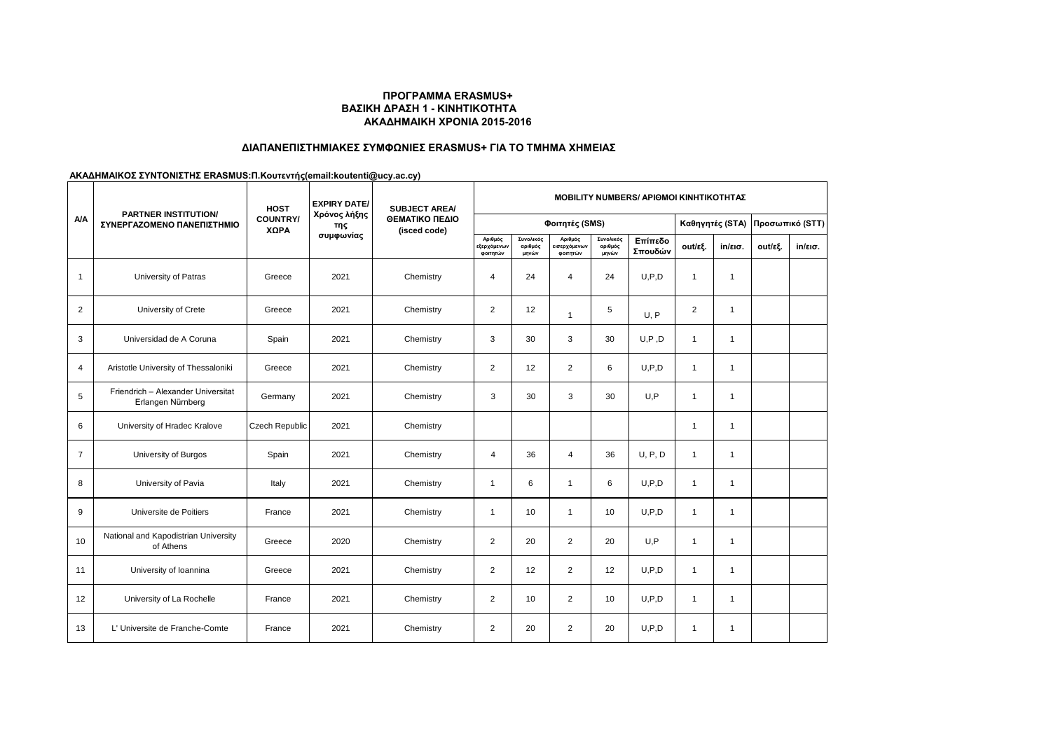**ΠΡΟΓΡΑΜΜΑ ERASMUS+**
**ΒΑΣΙΚΗ ΔΡΑΣΗ 1 - ΚΙΝΗΤΙΚΟΤΗΤΑ**
**ΑΚΑΔΗΜΑΙΚΗ ΧΡΟΝΙΑ 2015-2016**

**ΔΙΑΠΑΝΕΠΙΣΤΗΜΙΑΚΕΣ ΣΥΜΦΩΝΙΕΣ ERASMUS+ ΓΙΑ ΤΟ ΤΜΗΜΑ ΧΗΜΕΙΑΣ**

**ΑΚΑΔΗΜΑΙΚΟΣ ΣΥΝΤΟΝΙΣΤΗΣ ERASMUS:Π.Κουτεντής(email:koutenti@ucy.ac.cy)**

| A/A | PARTNER INSTITUTION/ ΣΥΝΕΡΓΑΖΟΜΕΝΟ ΠΑΝΕΠΙΣΤΗΜΙΟ | HOST COUNTRY/ ΧΩΡΑ | EXPIRY DATE/ Χρόνος λήξης της συμφωνίας | SUBJECT AREA/ ΘΕΜΑΤΙΚΟ ΠΕΔΙΟ (isced code) | MOBILITY NUMBERS/ ΑΡΙΘΜΟΙ ΚΙΝΗΤΙΚΟΤΗΤΑΣ | | | | | | | | |
|---|---|---|---|---|---|---|---|---|---|---|---|---|---|
| | | | | | Φοιτητές (SMS) | | | | | Καθηγητές (STA) | | Προσωπικό (STT) | |
| | | | | | Αριθμός εξερχόμενων φοιτητών | Συνολικός αριθμός μηνών | Αριθμός εισερχόμενων φοιτητών | Συνολικός αριθμός μηνών | Επίπεδο Σπουδών | out/εξ. | in/εισ. | out/εξ. | in/εισ. |
| 1 | University of Patras | Greece | 2021 | Chemistry | 4 | 24 | 4 | 24 | U,P,D | 1 | 1 | | |
| 2 | University of Crete | Greece | 2021 | Chemistry | 2 | 12 | 1 | 5 | U, P | 2 | 1 | | |
| 3 | Universidad de A Coruna | Spain | 2021 | Chemistry | 3 | 30 | 3 | 30 | U,P ,D | 1 | 1 | | |
| 4 | Aristotle University of Thessaloniki | Greece | 2021 | Chemistry | 2 | 12 | 2 | 6 | U,P,D | 1 | 1 | | |
| 5 | Friendrich – Alexander Universitat Erlangen Nürnberg | Germany | 2021 | Chemistry | 3 | 30 | 3 | 30 | U,P | 1 | 1 | | |
| 6 | University of Hradec Kralove | Czech Republic | 2021 | Chemistry | | | | | | 1 | 1 | | |
| 7 | University of Burgos | Spain | 2021 | Chemistry | 4 | 36 | 4 | 36 | U, P, D | 1 | 1 | | |
| 8 | University of Pavia | Italy | 2021 | Chemistry | 1 | 6 | 1 | 6 | U,P,D | 1 | 1 | | |
| 9 | Universite de Poitiers | France | 2021 | Chemistry | 1 | 10 | 1 | 10 | U,P,D | 1 | 1 | | |
| 10 | National and Kapodistrian University of Athens | Greece | 2020 | Chemistry | 2 | 20 | 2 | 20 | U,P | 1 | 1 | | |
| 11 | University of Ioannina | Greece | 2021 | Chemistry | 2 | 12 | 2 | 12 | U,P,D | 1 | 1 | | |
| 12 | University of La Rochelle | France | 2021 | Chemistry | 2 | 10 | 2 | 10 | U,P,D | 1 | 1 | | |
| 13 | L' Universite de Franche-Comte | France | 2021 | Chemistry | 2 | 20 | 2 | 20 | U,P,D | 1 | 1 | | |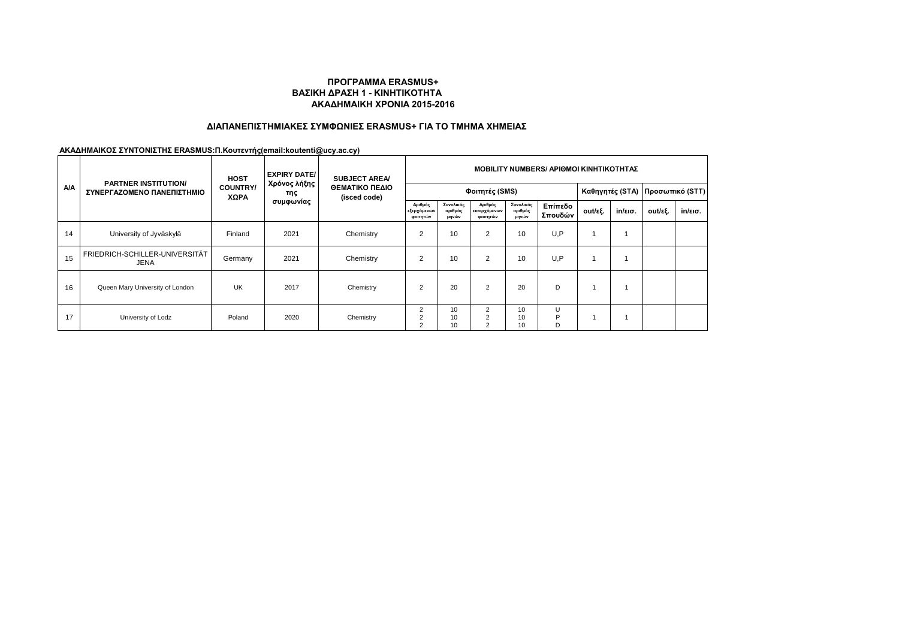**ΠΡΟΓΡΑΜΜΑ ERASMUS+**
**ΒΑΣΙΚΗ ΔΡΑΣΗ 1 - ΚΙΝΗΤΙΚΟΤΗΤΑ**
**ΑΚΑΔΗΜΑΙΚΗ ΧΡΟΝΙΑ 2015-2016**

**ΔΙΑΠΑΝΕΠΙΣΤΗΜΙΑΚΕΣ ΣΥΜΦΩΝΙΕΣ ERASMUS+ ΓΙΑ ΤΟ ΤΜΗΜΑ ΧΗΜΕΙΑΣ**

**ΑΚΑΔΗΜΑΙΚΟΣ ΣΥΝΤΟΝΙΣΤΗΣ ERASMUS:Π.Κουτεντής(email:koutenti@ucy.ac.cy)**

| A/A | PARTNER INSTITUTION/ ΣΥΝΕΡΓΑΖΟΜΕΝΟ ΠΑΝΕΠΙΣΤΗΜΙΟ | HOST COUNTRY/ ΧΩΡΑ | EXPIRY DATE/ Χρόνος λήξης της συμφωνίας | SUBJECT AREA/ ΘΕΜΑΤΙΚΟ ΠΕΔΙΟ (isced code) | MOBILITY NUMBERS/ ΑΡΙΘΜΟΙ ΚΙΝΗΤΙΚΟΤΗΤΑΣ | | | | | | | | |
|---|---|---|---|---|---|---|---|---|---|---|---|---|---|
| | | | | | Φοιτητές (SMS) | | | | | Καθηγητές (STA) | | Προσωπικό (STT) | |
| | | | | | Αριθμός εξερχόμενων φοιτητών | Συνολικός αριθμός μηνών | Αριθμός εισερχόμενων φοιτητών | Συνολικός αριθμός μηνών | Επίπεδο Σπουδών | out/εξ. | in/εισ. | out/εξ. | in/εισ. |
| 14 | University of Jyväskylä | Finland | 2021 | Chemistry | 2 | 10 | 2 | 10 | U,P | 1 | 1 | | |
| 15 | FRIEDRICH-SCHILLER-UNIVERSITÄT JENA | Germany | 2021 | Chemistry | 2 | 10 | 2 | 10 | U,P | 1 | 1 | | |
| 16 | Queen Mary University of London | UK | 2017 | Chemistry | 2 | 20 | 2 | 20 | D | 1 | 1 | | |
| 17 | University of Lodz | Poland | 2020 | Chemistry | 2<br>2<br>2 | 10<br>10<br>10 | 2<br>2<br>2 | 10<br>10<br>10 | U<br>P<br>D | 1 | 1 | | |